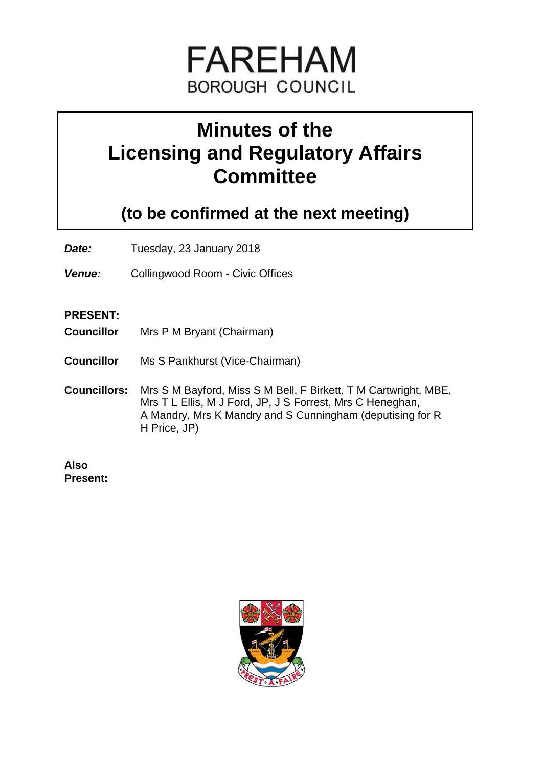FAREHAM
BOROUGH COUNCIL

# Minutes of the Licensing and Regulatory Affairs Committee

## (to be confirmed at the next meeting)

***Date:*** Tuesday, 23 January 2018

***Venue:*** Collingwood Room - Civic Offices

**PRESENT:**

**Councillor** Mrs P M Bryant (Chairman)

**Councillor** Ms S Pankhurst (Vice-Chairman)

**Councillors:** Mrs S M Bayford, Miss S M Bell, F Birkett, T M Cartwright, MBE, Mrs T L Ellis, M J Ford, JP, J S Forrest, Mrs C Heneghan, A Mandry, Mrs K Mandry and S Cunningham (deputising for R H Price, JP)

**Also Present:**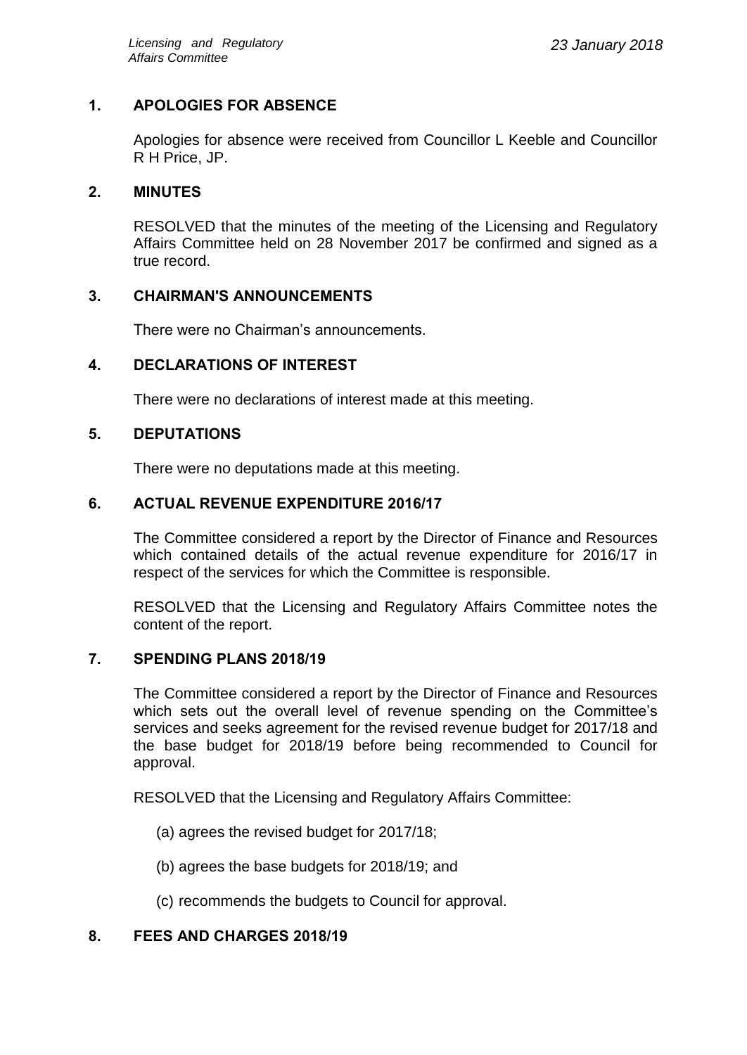## 1. APOLOGIES FOR ABSENCE

Apologies for absence were received from Councillor L Keeble and Councillor R H Price, JP.

## 2. MINUTES

RESOLVED that the minutes of the meeting of the Licensing and Regulatory Affairs Committee held on 28 November 2017 be confirmed and signed as a true record.

## 3. CHAIRMAN'S ANNOUNCEMENTS

There were no Chairman's announcements.

## 4. DECLARATIONS OF INTEREST

There were no declarations of interest made at this meeting.

## 5. DEPUTATIONS

There were no deputations made at this meeting.

## 6. ACTUAL REVENUE EXPENDITURE 2016/17

The Committee considered a report by the Director of Finance and Resources which contained details of the actual revenue expenditure for 2016/17 in respect of the services for which the Committee is responsible.

RESOLVED that the Licensing and Regulatory Affairs Committee notes the content of the report.

## 7. SPENDING PLANS 2018/19

The Committee considered a report by the Director of Finance and Resources which sets out the overall level of revenue spending on the Committee's services and seeks agreement for the revised revenue budget for 2017/18 and the base budget for 2018/19 before being recommended to Council for approval.

RESOLVED that the Licensing and Regulatory Affairs Committee:

(a) agrees the revised budget for 2017/18;

(b) agrees the base budgets for 2018/19; and

(c) recommends the budgets to Council for approval.

## 8. FEES AND CHARGES 2018/19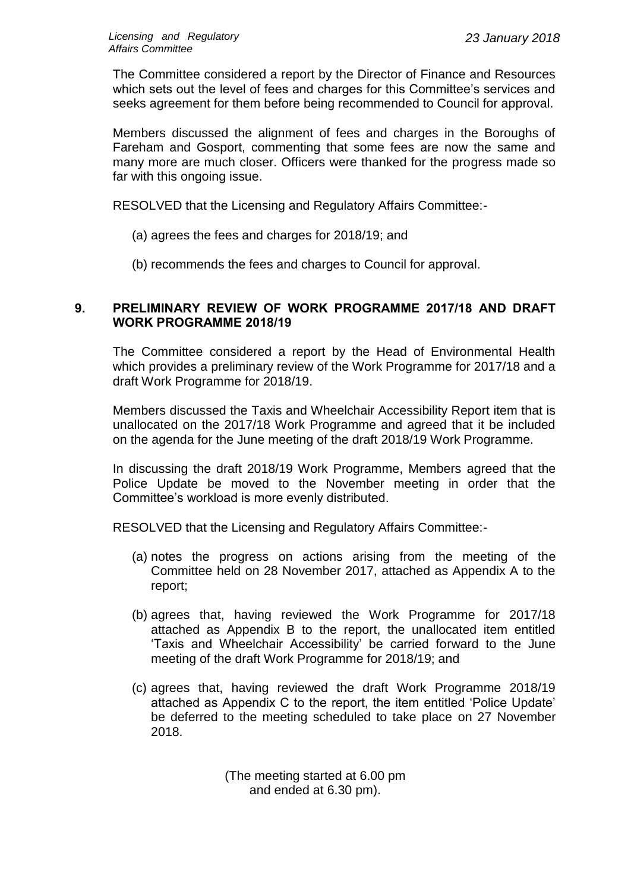The Committee considered a report by the Director of Finance and Resources which sets out the level of fees and charges for this Committee's services and seeks agreement for them before being recommended to Council for approval.

Members discussed the alignment of fees and charges in the Boroughs of Fareham and Gosport, commenting that some fees are now the same and many more are much closer. Officers were thanked for the progress made so far with this ongoing issue.

RESOLVED that the Licensing and Regulatory Affairs Committee:-

(a) agrees the fees and charges for 2018/19; and

(b) recommends the fees and charges to Council for approval.

## 9. PRELIMINARY REVIEW OF WORK PROGRAMME 2017/18 AND DRAFT WORK PROGRAMME 2018/19

The Committee considered a report by the Head of Environmental Health which provides a preliminary review of the Work Programme for 2017/18 and a draft Work Programme for 2018/19.

Members discussed the Taxis and Wheelchair Accessibility Report item that is unallocated on the 2017/18 Work Programme and agreed that it be included on the agenda for the June meeting of the draft 2018/19 Work Programme.

In discussing the draft 2018/19 Work Programme, Members agreed that the Police Update be moved to the November meeting in order that the Committee's workload is more evenly distributed.

RESOLVED that the Licensing and Regulatory Affairs Committee:-

(a) notes the progress on actions arising from the meeting of the Committee held on 28 November 2017, attached as Appendix A to the report;

(b) agrees that, having reviewed the Work Programme for 2017/18 attached as Appendix B to the report, the unallocated item entitled 'Taxis and Wheelchair Accessibility' be carried forward to the June meeting of the draft Work Programme for 2018/19; and

(c) agrees that, having reviewed the draft Work Programme 2018/19 attached as Appendix C to the report, the item entitled 'Police Update' be deferred to the meeting scheduled to take place on 27 November 2018.

(The meeting started at 6.00 pm
and ended at 6.30 pm).